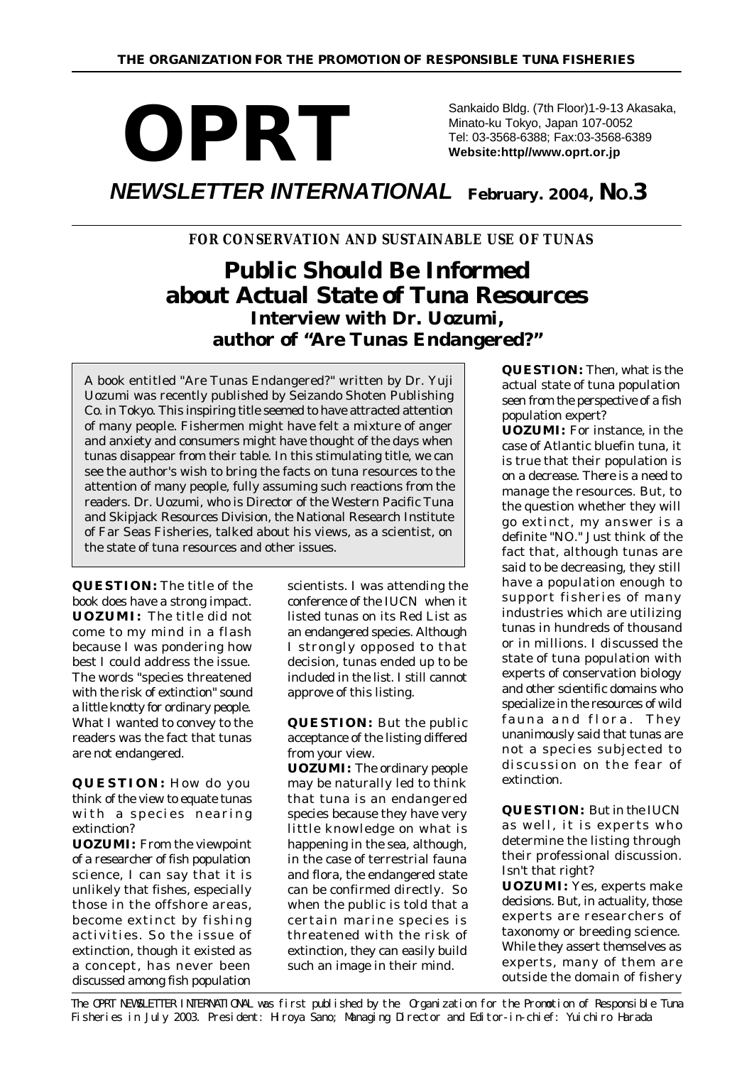**THE ORGANIZATION FOR THE PROMOTION OF RESPONSIBLE TUNA FISHERIES**

# OPRT

Sankaido Bldg. (7th Floor)1-9-13 Akasaka, Minato-ku Tokyo, Japan 107-0052
Tel: 03-3568-6388; Fax:03-3568-6389
**Website:http//www.oprt.or.jp**

## *NEWSLETTER INTERNATIONAL* February. 2004, NO.3

**FOR CONSERVATION AND SUSTAINABLE USE OF TUNAS**

# Public Should Be Informed about Actual State of Tuna Resources

## Interview with Dr. Uozumi, author of "Are Tunas Endangered?"

A book entitled "Are Tunas Endangered?" written by Dr. Yuji Uozumi was recently published by Seizando Shoten Publishing Co. in Tokyo. This inspiring title seemed to have attracted attention of many people. Fishermen might have felt a mixture of anger and anxiety and consumers might have thought of the days when tunas disappear from their table. In this stimulating title, we can see the author's wish to bring the facts on tuna resources to the attention of many people, fully assuming such reactions from the readers. Dr. Uozumi, who is Director of the Western Pacific Tuna and Skipjack Resources Division, the National Research Institute of Far Seas Fisheries, talked about his views, as a scientist, on the state of tuna resources and other issues.

**QUESTION:** The title of the book does have a strong impact.

**UOZUMI:** The title did not come to my mind in a flash because I was pondering how best I could address the issue. The words "species threatened with the risk of extinction" sound a little knotty for ordinary people. What I wanted to convey to the readers was the fact that tunas are not endangered.

**QUESTION:** How do you think of the view to equate tunas with a species nearing extinction?

**UOZUMI:** From the viewpoint of a researcher of fish population science, I can say that it is unlikely that fishes, especially those in the offshore areas, become extinct by fishing activities. So the issue of extinction, though it existed as a concept, has never been discussed among fish population scientists. I was attending the conference of the IUCN when it listed tunas on its Red List as an endangered species. Although I strongly opposed to that decision, tunas ended up to be included in the list. I still cannot approve of this listing.

**QUESTION:** But the public acceptance of the listing differed from your view.

**UOZUMI:** The ordinary people may be naturally led to think that tuna is an endangered species because they have very little knowledge on what is happening in the sea, although, in the case of terrestrial fauna and flora, the endangered state can be confirmed directly. So when the public is told that a certain marine species is threatened with the risk of extinction, they can easily build such an image in their mind.

**QUESTION:** Then, what is the actual state of tuna population seen from the perspective of a fish population expert?

**UOZUMI:** For instance, in the case of Atlantic bluefin tuna, it is true that their population is on a decrease. There is a need to manage the resources. But, to the question whether they will go extinct, my answer is a definite "NO." Just think of the fact that, although tunas are said to be decreasing, they still have a population enough to support fisheries of many industries which are utilizing tunas in hundreds of thousand or in millions. I discussed the state of tuna population with experts of conservation biology and other scientific domains who specialize in the resources of wild fauna and flora. They unanimously said that tunas are not a species subjected to discussion on the fear of extinction.

**QUESTION:** But in the IUCN as well, it is experts who determine the listing through their professional discussion. Isn't that right?

**UOZUMI:** Yes, experts make decisions. But, in actuality, those experts are researchers of taxonomy or breeding science. While they assert themselves as experts, many of them are outside the domain of fishery

The OPRT NEWSLETTER INTERNATIONAL was first published by the Organization for the Promotion of Responsible Tuna Fisheries in July 2003. President: Hiroya Sano; Managing Director and Editor-in-chief: Yuichiro Harada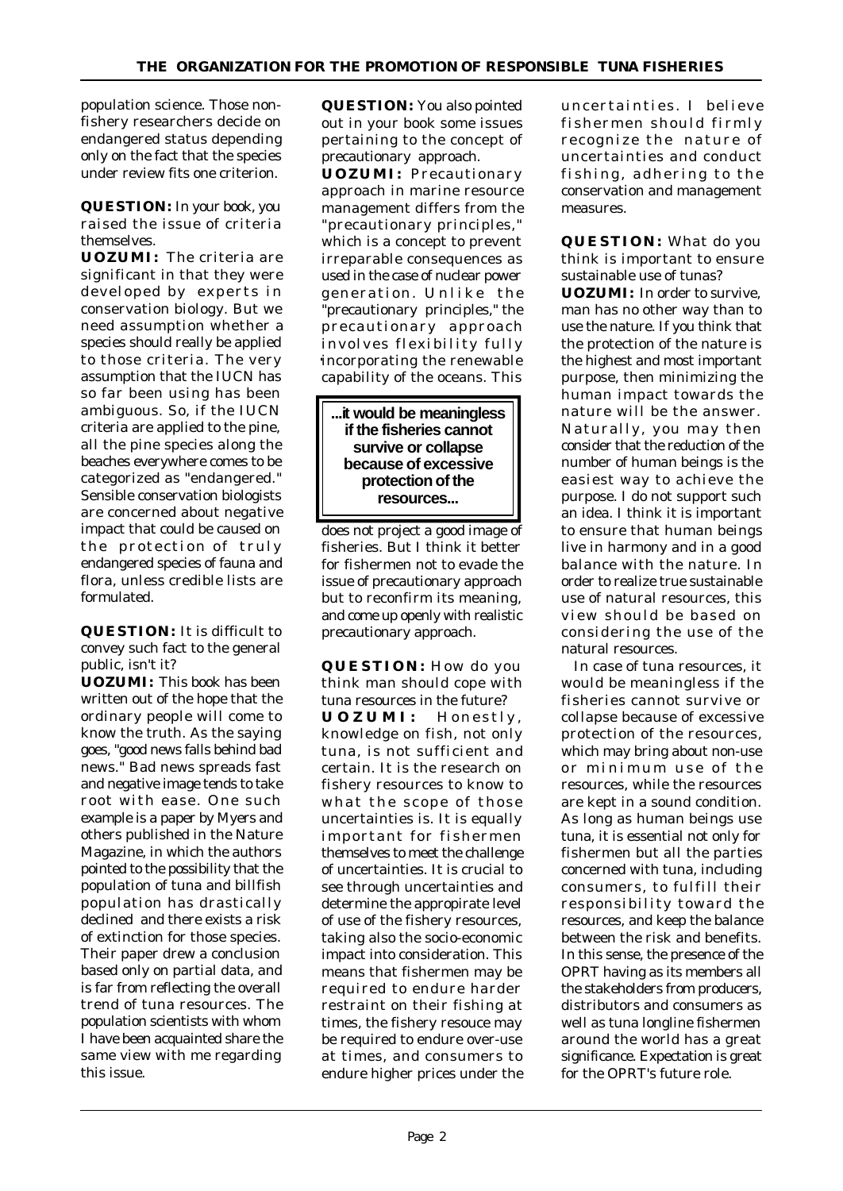population science. Those non-fishery researchers decide on endangered status depending only on the fact that the species under review fits one criterion.

**QUESTION:** In your book, you raised the issue of criteria themselves.

**UOZUMI:** The criteria are significant in that they were developed by experts in conservation biology. But we need assumption whether a species should really be applied to those criteria. The very assumption that the IUCN has so far been using has been ambiguous. So, if the IUCN criteria are applied to the pine, all the pine species along the beaches everywhere comes to be categorized as "endangered." Sensible conservation biologists are concerned about negative impact that could be caused on the protection of truly endangered species of fauna and flora, unless credible lists are formulated.

**QUESTION:** It is difficult to convey such fact to the general public, isn't it?

**UOZUMI:** This book has been written out of the hope that the ordinary people will come to know the truth. As the saying goes, "good news falls behind bad news." Bad news spreads fast and negative image tends to take root with ease. One such example is a paper by Myers and others published in the Nature Magazine, in which the authors pointed to the possibility that the population of tuna and billfish population has drastically declined and there exists a risk of extinction for those species. Their paper drew a conclusion based only on partial data, and is far from reflecting the overall trend of tuna resources. The population scientists with whom I have been acquainted share the same view with me regarding this issue.

**QUESTION:** You also pointed out in your book some issues pertaining to the concept of precautionary approach.

**UOZUMI:** Precautionary approach in marine resource management differs from the "precautionary principles," which is a concept to prevent irreparable consequences as used in the case of nuclear power generation. Unlike the "precautionary principles," the precautionary approach involves flexibility fully incorporating the renewable capability of the oceans. This does not project a good image of fisheries. But I think it better for fishermen not to evade the issue of precautionary approach but to reconfirm its meaning, and come up openly with realistic precautionary approach.

> **...it would be meaningless if the fisheries cannot survive or collapse because of excessive protection of the resources...**

**QUESTION:** How do you think man should cope with tuna resources in the future?

**UOZUMI:** Honestly, knowledge on fish, not only tuna, is not sufficient and certain. It is the research on fishery resources to know to what the scope of those uncertainties is. It is equally important for fishermen themselves to meet the challenge of uncertainties. It is crucial to see through uncertainties and determine the appropirate level of use of the fishery resources, taking also the socio-economic impact into consideration. This means that fishermen may be required to endure harder restraint on their fishing at times, the fishery resouce may be required to endure over-use at times, and consumers to endure higher prices under the uncertainties. I believe fishermen should firmly recognize the nature of uncertainties and conduct fishing, adhering to the conservation and management measures.

**QUESTION:** What do you think is important to ensure sustainable use of tunas?

**UOZUMI:** In order to survive, man has no other way than to use the nature. If you think that the protection of the nature is the highest and most important purpose, then minimizing the human impact towards the nature will be the answer. Naturally, you may then consider that the reduction of the number of human beings is the easiest way to achieve the purpose. I do not support such an idea. I think it is important to ensure that human beings live in harmony and in a good balance with the nature. In order to realize true sustainable use of natural resources, this view should be based on considering the use of the natural resources.

In case of tuna resources, it would be meaningless if the fisheries cannot survive or collapse because of excessive protection of the resources, which may bring about non-use or minimum use of the resources, while the resources are kept in a sound condition. As long as human beings use tuna, it is essential not only for fishermen but all the parties concerned with tuna, including consumers, to fulfill their responsibility toward the resources, and keep the balance between the risk and benefits. In this sense, the presence of the OPRT having as its members all the stakeholders from producers, distributors and consumers as well as tuna longline fishermen around the world has a great significance. Expectation is great for the OPRT's future role.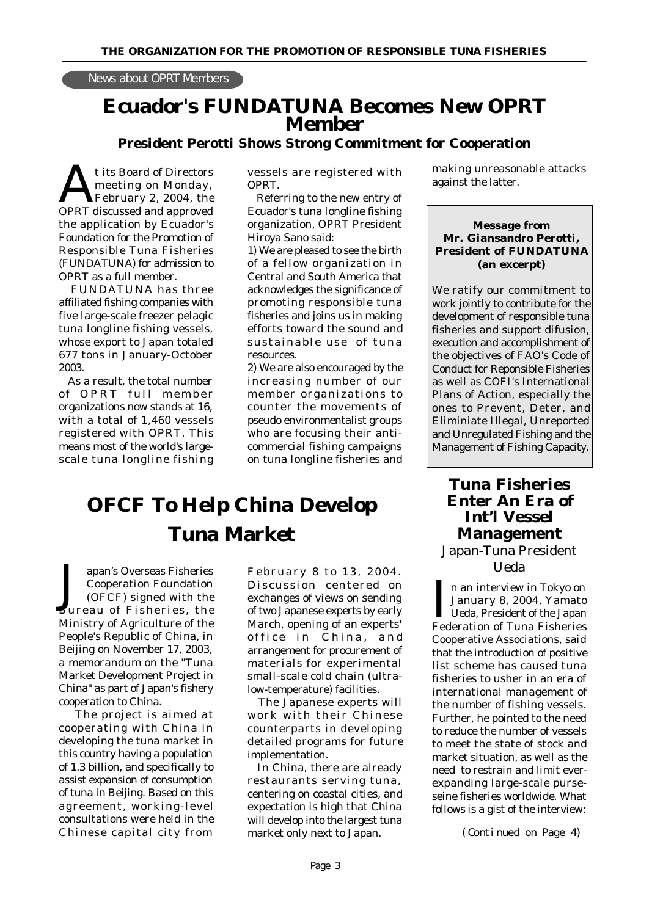News about OPRT Members

# Ecuador's FUNDATUNA Becomes New OPRT Member

### President Perotti Shows Strong Commitment for Cooperation

At its Board of Directors meeting on Monday, February 2, 2004, the OPRT discussed and approved the application by Ecuador's Foundation for the Promotion of Responsible Tuna Fisheries (FUNDATUNA) for admission to OPRT as a full member.

FUNDATUNA has three affiliated fishing companies with five large-scale freezer pelagic tuna longline fishing vessels, whose export to Japan totaled 677 tons in January-October 2003.

As a result, the total number of OPRT full member organizations now stands at 16, with a total of 1,460 vessels registered with OPRT. This means most of the world's large-scale tuna longline fishing vessels are registered with OPRT.

Referring to the new entry of Ecuador's tuna longline fishing organization, OPRT President Hiroya Sano said:

1) We are pleased to see the birth of a fellow organization in Central and South America that acknowledges the significance of promoting responsible tuna fisheries and joins us in making efforts toward the sound and sustainable use of tuna resources.

2) We are also encouraged by the increasing number of our member organizations to counter the movements of pseudo environmentalist groups who are focusing their anti-commercial fishing campaigns on tuna longline fisheries and making unreasonable attacks against the latter.

**Message from Mr. Giansandro Perotti, President of FUNDATUNA (an excerpt)**

We ratify our commitment to work jointly to contribute for the development of responsible tuna fisheries and support difusion, execution and accomplishment of the objectives of FAO's Code of Conduct for Reponsible Fisheries as well as COFI's International Plans of Action, especially the ones to Prevent, Deter, and Eliminiate Illegal, Unreported and Unregulated Fishing and the Management of Fishing Capacity.

# OFCF To Help China Develop Tuna Market

Japan's Overseas Fisheries Cooperation Foundation (OFCF) signed with the Bureau of Fisheries, the Ministry of Agriculture of the People's Republic of China, in Beijing on November 17, 2003, a memorandum on the "Tuna Market Development Project in China" as part of Japan's fishery cooperation to China.

The project is aimed at cooperating with China in developing the tuna market in this country having a population of 1.3 billion, and specifically to assist expansion of consumption of tuna in Beijing. Based on this agreement, working-level consultations were held in the Chinese capital city from February 8 to 13, 2004. Discussion centered on exchanges of views on sending of two Japanese experts by early March, opening of an experts' office in China, and arrangement for procurement of materials for experimental small-scale cold chain (ultra-low-temperature) facilities.

The Japanese experts will work with their Chinese counterparts in developing detailed programs for future implementation.

In China, there are already restaurants serving tuna, centering on coastal cities, and expectation is high that China will develop into the largest tuna market only next to Japan.

# Tuna Fisheries Enter An Era of Int'l Vessel Management

*Japan-Tuna President Ueda*

In an interview in Tokyo on January 8, 2004, Yamato Ueda, President of the Japan Federation of Tuna Fisheries Cooperative Associations, said that the introduction of positive list scheme has caused tuna fisheries to usher in an era of international management of the number of fishing vessels. Further, he pointed to the need to reduce the number of vessels to meet the state of stock and market situation, as well as the need to restrain and limit ever-expanding large-scale purse-seine fisheries worldwide. What follows is a gist of the interview:

(Continued on Page 4)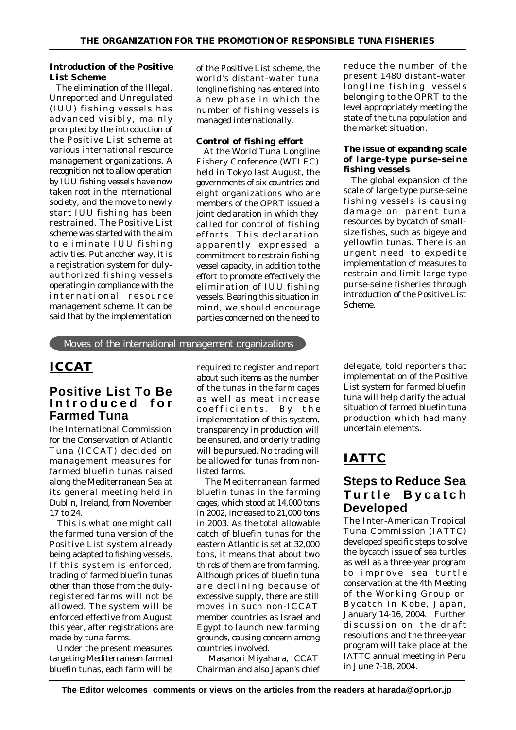### Introduction of the Positive List Scheme

The elimination of the Illegal, Unreported and Unregulated (IUU) fishing vessels has advanced visibly, mainly prompted by the introduction of the Positive List scheme at various international resource management organizations. A recognition not to allow operation by IUU fishing vessels have now taken root in the international society, and the move to newly start IUU fishing has been restrained. The Positive List scheme was started with the aim to eliminate IUU fishing activities. Put another way, it is a registration system for duly-authorized fishing vessels operating in compliance with the international resource management scheme. It can be said that by the implementation of the Positive List scheme, the world's distant-water tuna longline fishing has entered into a new phase in which the number of fishing vessels is managed internationally.

### Control of fishing effort

At the World Tuna Longline Fishery Conference (WTLFC) held in Tokyo last August, the governments of six countries and eight organizations who are members of the OPRT issued a joint declaration in which they called for control of fishing efforts. This declaration apparently expressed a commitment to restrain fishing vessel capacity, in addition to the effort to promote effectively the elimination of IUU fishing vessels. Bearing this situation in mind, we should encourage parties concerned on the need to reduce the number of the present 1480 distant-water longline fishing vessels belonging to the OPRT to the level appropriately meeting the state of the tuna population and the market situation.

### The issue of expanding scale of large-type purse-seine fishing vessels

The global expansion of the scale of large-type purse-seine fishing vessels is causing damage on parent tuna resources by bycatch of small-size fishes, such as bigeye and yellowfin tunas. There is an urgent need to expedite implementation of measures to restrain and limit large-type purse-seine fisheries through introduction of the Positive List Scheme.

Moves of the international management organizations

# ICCAT

## Positive List To Be Introduced for Farmed Tuna

The International Commission for the Conservation of Atlantic Tuna (ICCAT) decided on management measures for farmed bluefin tunas raised along the Mediterranean Sea at its general meeting held in Dublin, Ireland, from November 17 to 24.

This is what one might call the farmed tuna version of the Positive List system already being adapted to fishing vessels. If this system is enforced, trading of farmed bluefin tunas other than those from the duly-registered farms will not be allowed. The system will be enforced effective from August this year, after registrations are made by tuna farms.

Under the present measures targeting Mediterranean farmed bluefin tunas, each farm will be required to register and report about such items as the number of the tunas in the farm cages as well as meat increase coefficients. By the implementation of this system, transparency in production will be ensured, and orderly trading will be pursued. No trading will be allowed for tunas from non-listed farms.

The Mediterranean farmed bluefin tunas in the farming cages, which stood at 14,000 tons in 2002, increased to 21,000 tons in 2003. As the total allowable catch of bluefin tunas for the eastern Atlantic is set at 32,000 tons, it means that about two thirds of them are from farming. Although prices of bluefin tuna are declining because of excessive supply, there are still moves in such non-ICCAT member countries as Israel and Egypt to launch new farming grounds, causing concern among countries involved.

Masanori Miyahara, ICCAT Chairman and also Japan's chief delegate, told reporters that implementation of the Positive List system for farmed bluefin tuna will help clarify the actual situation of farmed bluefin tuna production which had many uncertain elements.

# IATTC

## Steps to Reduce Sea Turtle Bycatch Developed

The Inter-American Tropical Tuna Commission (IATTC) developed specific steps to solve the bycatch issue of sea turtles as well as a three-year program to improve sea turtle conservation at the 4th Meeting of the Working Group on Bycatch in Kobe, Japan, January 14-16, 2004. Further discussion on the draft resolutions and the three-year program will take place at the IATTC annual meeting in Peru in June 7-18, 2004.

**The Editor welcomes comments or views on the articles from the readers at harada@oprt.or.jp**